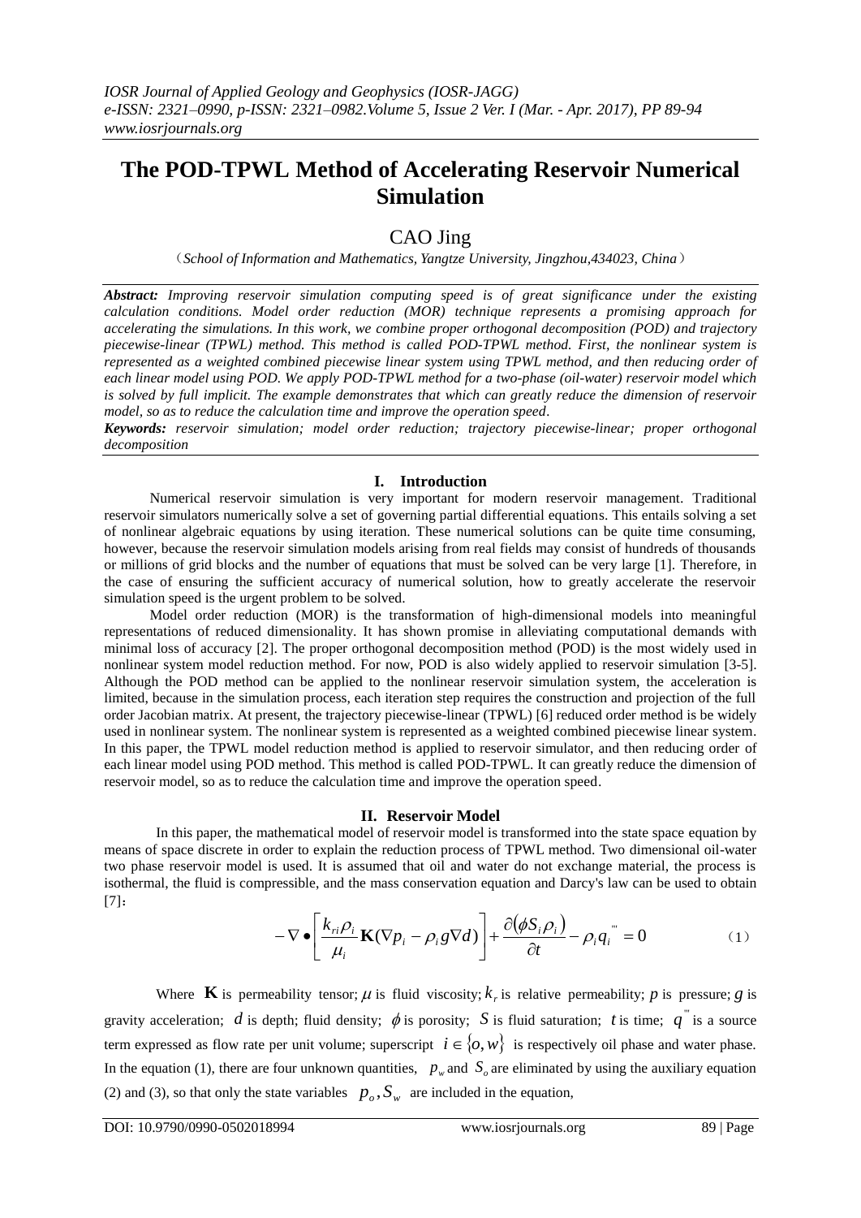# The POD-TPWL Method of Accelerating Reservoir Numerical Simulation

## CAO Jing

(*School of Information and Mathematics, Yangtze University, Jingzhou,434023, China*)

***Abstract:*** *Improving reservoir simulation computing speed is of great significance under the existing calculation conditions. Model order reduction (MOR) technique represents a promising approach for accelerating the simulations. In this work, we combine proper orthogonal decomposition (POD) and trajectory piecewise-linear (TPWL) method. This method is called POD-TPWL method. First, the nonlinear system is represented as a weighted combined piecewise linear system using TPWL method, and then reducing order of each linear model using POD. We apply POD-TPWL method for a two-phase (oil-water) reservoir model which is solved by full implicit. The example demonstrates that which can greatly reduce the dimension of reservoir model, so as to reduce the calculation time and improve the operation speed.*

***Keywords:*** *reservoir simulation; model order reduction; trajectory piecewise-linear; proper orthogonal decomposition*

## I. Introduction

Numerical reservoir simulation is very important for modern reservoir management. Traditional reservoir simulators numerically solve a set of governing partial differential equations. This entails solving a set of nonlinear algebraic equations by using iteration. These numerical solutions can be quite time consuming, however, because the reservoir simulation models arising from real fields may consist of hundreds of thousands or millions of grid blocks and the number of equations that must be solved can be very large [1]. Therefore, in the case of ensuring the sufficient accuracy of numerical solution, how to greatly accelerate the reservoir simulation speed is the urgent problem to be solved.

Model order reduction (MOR) is the transformation of high-dimensional models into meaningful representations of reduced dimensionality. It has shown promise in alleviating computational demands with minimal loss of accuracy [2]. The proper orthogonal decomposition method (POD) is the most widely used in nonlinear system model reduction method. For now, POD is also widely applied to reservoir simulation [3-5]. Although the POD method can be applied to the nonlinear reservoir simulation system, the acceleration is limited, because in the simulation process, each iteration step requires the construction and projection of the full order Jacobian matrix. At present, the trajectory piecewise-linear (TPWL) [6] reduced order method is be widely used in nonlinear system. The nonlinear system is represented as a weighted combined piecewise linear system. In this paper, the TPWL model reduction method is applied to reservoir simulator, and then reducing order of each linear model using POD method. This method is called POD-TPWL. It can greatly reduce the dimension of reservoir model, so as to reduce the calculation time and improve the operation speed.

## II. Reservoir Model

In this paper, the mathematical model of reservoir model is transformed into the state space equation by means of space discrete in order to explain the reduction process of TPWL method. Two dimensional oil-water two phase reservoir model is used. It is assumed that oil and water do not exchange material, the process is isothermal, the fluid is compressible, and the mass conservation equation and Darcy's law can be used to obtain [7]:

$$-\nabla \bullet \left[ \frac{k_{ri}\rho_i}{\mu_i} \mathbf{K}(\nabla p_i - \rho_i g \nabla d) \right] + \frac{\partial(\phi S_i \rho_i)}{\partial t} - \rho_i q_i''' = 0 \qquad (1)$$

Where $\mathbf{K}$ is permeability tensor; $\mu$ is fluid viscosity; $k_r$ is relative permeability; $p$ is pressure; $g$ is gravity acceleration; $d$ is depth; fluid density; $\phi$ is porosity; $S$ is fluid saturation; $t$ is time; $q'''$ is a source term expressed as flow rate per unit volume; superscript $i \in \{o, w\}$ is respectively oil phase and water phase. In the equation (1), there are four unknown quantities, $p_w$ and $S_o$ are eliminated by using the auxiliary equation (2) and (3), so that only the state variables $p_o, S_w$ are included in the equation,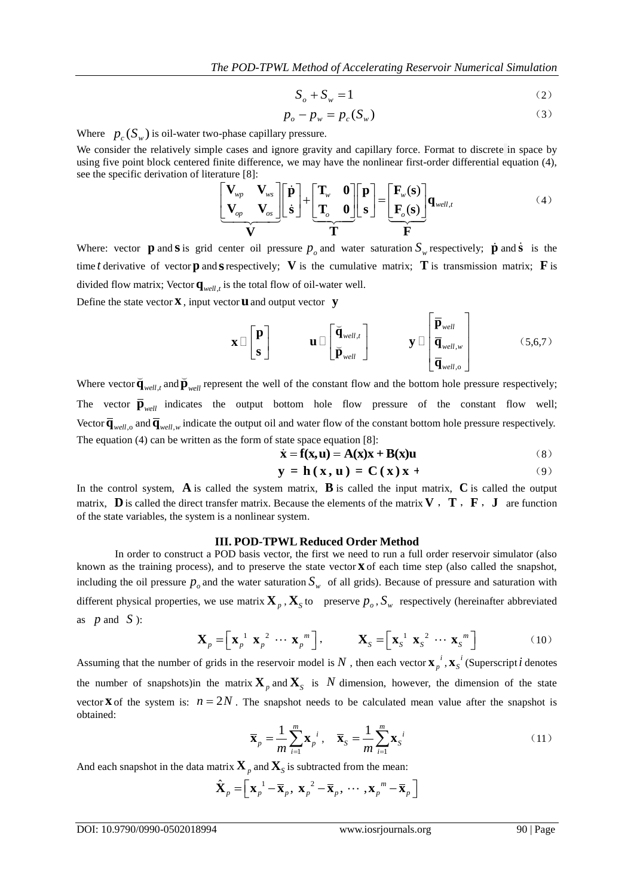$$S_o + S_w = 1 \tag{2}$$

$$p_o - p_w = p_c(S_w) \tag{3}$$

Where $p_c(S_w)$ is oil-water two-phase capillary pressure.

We consider the relatively simple cases and ignore gravity and capillary force. Format to discrete in space by using five point block centered finite difference, we may have the nonlinear first-order differential equation (4), see the specific derivation of literature [8]:

$$\underbrace{\begin{bmatrix} \mathbf{V}_{wp} & \mathbf{V}_{ws} \\ \mathbf{V}_{op} & \mathbf{V}_{os} \end{bmatrix}}_{\mathbf{V}} \begin{bmatrix} \dot{\mathbf{p}} \\ \dot{\mathbf{s}} \end{bmatrix} + \underbrace{\begin{bmatrix} \mathbf{T}_w & \mathbf{0} \\ \mathbf{T}_o & \mathbf{0} \end{bmatrix}}_{\mathbf{T}} \begin{bmatrix} \mathbf{p} \\ \mathbf{s} \end{bmatrix} = \underbrace{\begin{bmatrix} \mathbf{F}_w(\mathbf{s}) \\ \mathbf{F}_o(\mathbf{s}) \end{bmatrix}}_{\mathbf{F}} \mathbf{q}_{well,t} \tag{4}$$

Where: vector $\mathbf{p}$ and $\mathbf{s}$ is grid center oil pressure $p_o$ and water saturation $S_w$ respectively; $\dot{\mathbf{p}}$ and $\dot{\mathbf{s}}$ is the time $t$ derivative of vector $\mathbf{p}$ and $\mathbf{s}$ respectively; $\mathbf{V}$ is the cumulative matrix; $\mathbf{T}$ is transmission matrix; $\mathbf{F}$ is divided flow matrix; Vector $\mathbf{q}_{well,t}$ is the total flow of oil-water well.

Define the state vector $\mathbf{x}$, input vector $\mathbf{u}$ and output vector $\mathbf{y}$

$$\mathbf{x} \triangleq \begin{bmatrix} \mathbf{p} \\ \mathbf{s} \end{bmatrix} \qquad \mathbf{u} \triangleq \begin{bmatrix} \breve{\mathbf{q}}_{well,t} \\ \breve{\mathbf{p}}_{well} \end{bmatrix} \qquad \mathbf{y} \triangleq \begin{bmatrix} \overline{\mathbf{p}}_{well} \\ \overline{\mathbf{q}}_{well,w} \\ \overline{\mathbf{q}}_{well,o} \end{bmatrix} \tag{5,6,7}$$

Where vector $\breve{\mathbf{q}}_{well,t}$ and $\breve{\mathbf{p}}_{well}$ represent the well of the constant flow and the bottom hole pressure respectively; The vector $\overline{\mathbf{p}}_{well}$ indicates the output bottom hole flow pressure of the constant flow well; Vector $\overline{\mathbf{q}}_{well,o}$ and $\overline{\mathbf{q}}_{well,w}$ indicate the output oil and water flow of the constant bottom hole pressure respectively.

The equation (4) can be written as the form of state space equation [8]:

$$\dot{\mathbf{x}} = \mathbf{f}(\mathbf{x},\mathbf{u}) = \mathbf{A}(\mathbf{x})\mathbf{x} + \mathbf{B}(\mathbf{x})\mathbf{u} \tag{8}$$

$$\mathbf{y} = \mathbf{h}(\mathbf{x},\mathbf{u}) = \mathbf{C}(\mathbf{x})\mathbf{x} + \tag{9}$$

In the control system, $\mathbf{A}$ is called the system matrix, $\mathbf{B}$ is called the input matrix, $\mathbf{C}$ is called the output matrix, $\mathbf{D}$ is called the direct transfer matrix. Because the elements of the matrix $\mathbf{V}$, $\mathbf{T}$, $\mathbf{F}$, $\mathbf{J}$ are function of the state variables, the system is a nonlinear system.

## III. POD-TPWL Reduced Order Method

In order to construct a POD basis vector, the first we need to run a full order reservoir simulator (also known as the training process), and to preserve the state vector $\mathbf{x}$ of each time step (also called the snapshot, including the oil pressure $p_o$ and the water saturation $S_w$ of all grids). Because of pressure and saturation with different physical properties, we use matrix $\mathbf{X}_p$, $\mathbf{X}_S$ to preserve $p_o, S_w$ respectively (hereinafter abbreviated as $p$ and $S$):

$$\mathbf{X}_p = \left[ \mathbf{x}_p^{\ 1} \ \mathbf{x}_p^{\ 2} \ \cdots \ \mathbf{x}_p^{\ m} \right], \qquad \mathbf{X}_S = \left[ \mathbf{x}_S^{\ 1} \ \mathbf{x}_S^{\ 2} \ \cdots \ \mathbf{x}_S^{\ m} \right] \tag{10}$$

Assuming that the number of grids in the reservoir model is $N$, then each vector $\mathbf{x}_p^{\ i}, \mathbf{x}_S^{\ i}$ (Superscript $i$ denotes the number of snapshots)in the matrix $\mathbf{X}_p$ and $\mathbf{X}_S$ is $N$ dimension, however, the dimension of the state vector $\mathbf{x}$ of the system is: $n = 2N$. The snapshot needs to be calculated mean value after the snapshot is obtained:

$$\overline{\mathbf{x}}_p = \frac{1}{m} \sum_{i=1}^{m} \mathbf{x}_p^{\ i}, \quad \overline{\mathbf{x}}_S = \frac{1}{m} \sum_{i=1}^{m} \mathbf{x}_S^{\ i} \tag{11}$$

And each snapshot in the data matrix $\mathbf{X}_p$ and $\mathbf{X}_S$ is subtracted from the mean:

$$\hat{\mathbf{X}}_p = \left[ \mathbf{x}_p^{\ 1} - \overline{\mathbf{x}}_p, \ \mathbf{x}_p^{\ 2} - \overline{\mathbf{x}}_p, \ \cdots, \mathbf{x}_p^{\ m} - \overline{\mathbf{x}}_p \right]$$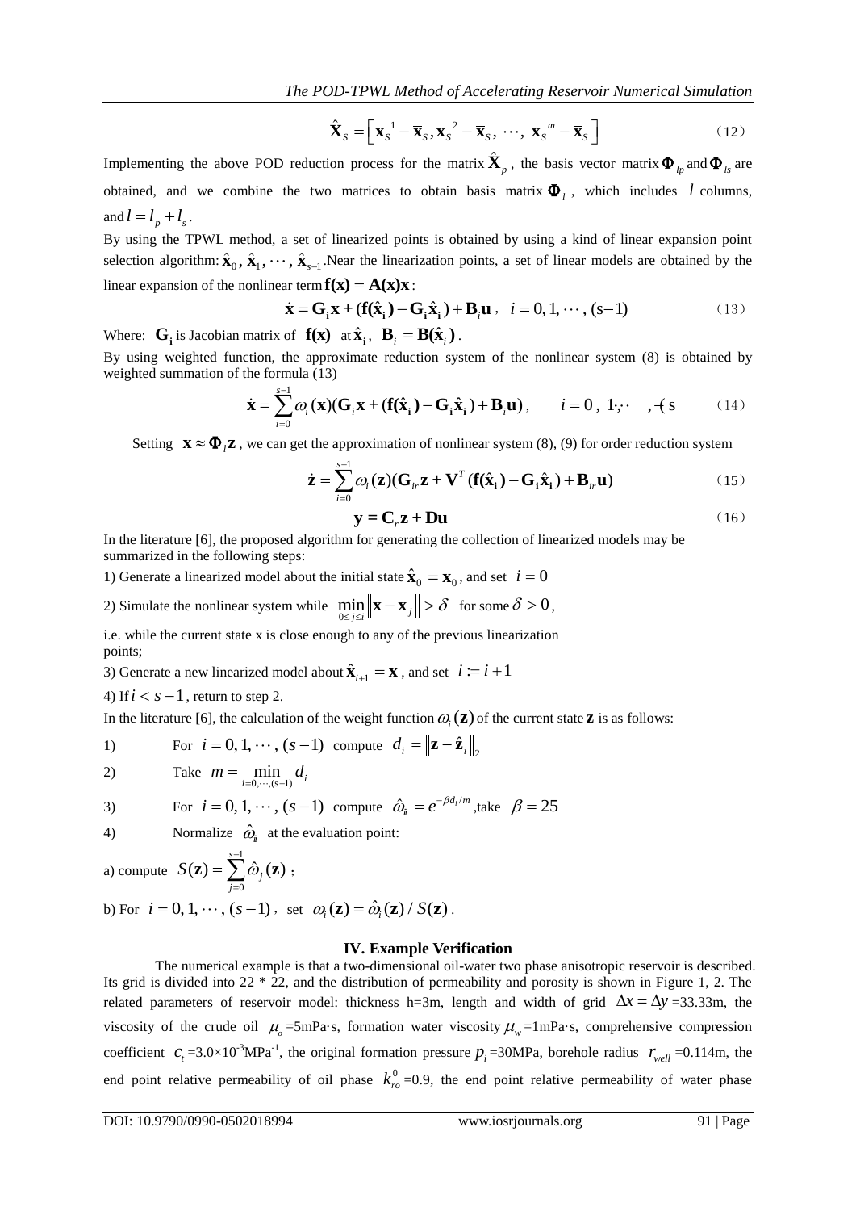$$\hat{\mathbf{X}}_S = \left[ \mathbf{x}_S{}^1 - \overline{\mathbf{x}}_S, \mathbf{x}_S{}^2 - \overline{\mathbf{x}}_S, \cdots, \mathbf{x}_S{}^m - \overline{\mathbf{x}}_S \right] \tag{12}$$

Implementing the above POD reduction process for the matrix $\hat{\mathbf{X}}_p$, the basis vector matrix $\mathbf{\Phi}_{lp}$ and $\mathbf{\Phi}_{ls}$ are obtained, and we combine the two matrices to obtain basis matrix $\mathbf{\Phi}_l$, which includes $l$ columns, and $l = l_p + l_s$.

By using the TPWL method, a set of linearized points is obtained by using a kind of linear expansion point selection algorithm: $\hat{\mathbf{x}}_0, \hat{\mathbf{x}}_1, \cdots, \hat{\mathbf{x}}_{s-1}$. Near the linearization points, a set of linear models are obtained by the linear expansion of the nonlinear term $\mathbf{f(x)} = \mathbf{A(x)x}$:

$$\dot{\mathbf{x}} = \mathbf{G_i x} + (\mathbf{f}(\hat{\mathbf{x}}_\mathbf{i}) - \mathbf{G_i}\hat{\mathbf{x}}_\mathbf{i}) + \mathbf{B}_i\mathbf{u}, \quad i = 0, 1, \cdots, (s-1) \tag{13}$$

Where: $\mathbf{G_i}$ is Jacobian matrix of $\mathbf{f(x)}$ at $\hat{\mathbf{x}}_\mathbf{i}$, $\mathbf{B}_i = \mathbf{B}(\hat{\mathbf{x}}_i)$.

By using weighted function, the approximate reduction system of the nonlinear system (8) is obtained by weighted summation of the formula (13)

$$\dot{\mathbf{x}} = \sum_{i=0}^{s-1} \omega_i(\mathbf{x})(\mathbf{G_i x} + (\mathbf{f}(\hat{\mathbf{x}}_\mathbf{i}) - \mathbf{G_i}\hat{\mathbf{x}}_\mathbf{i}) + \mathbf{B}_i\mathbf{u}), \qquad i = 0, 1, \cdots, (s-1) \tag{14}$$

Setting $\mathbf{x} \approx \mathbf{\Phi}_l \mathbf{z}$, we can get the approximation of nonlinear system (8), (9) for order reduction system

$$\dot{\mathbf{z}} = \sum_{i=0}^{s-1} \omega_i(\mathbf{z})(\mathbf{G}_{ir}\mathbf{z} + \mathbf{V}^T(\mathbf{f}(\hat{\mathbf{x}}_\mathbf{i}) - \mathbf{G_i}\hat{\mathbf{x}}_\mathbf{i}) + \mathbf{B}_{ir}\mathbf{u}) \tag{15}$$

$$\mathbf{y} = \mathbf{C}_r\mathbf{z} + \mathbf{Du} \tag{16}$$

In the literature [6], the proposed algorithm for generating the collection of linearized models may be summarized in the following steps:

1) Generate a linearized model about the initial state $\hat{\mathbf{x}}_0 = \mathbf{x}_0$, and set $i = 0$

2) Simulate the nonlinear system while $\min_{0 \le j \le i} \left\| \mathbf{x} - \mathbf{x}_j \right\| > \delta$ for some $\delta > 0$,

i.e. while the current state x is close enough to any of the previous linearization points;

3) Generate a new linearized model about $\hat{\mathbf{x}}_{i+1} = \mathbf{x}$, and set $i := i + 1$

4) If $i < s - 1$, return to step 2.

In the literature [6], the calculation of the weight function $\omega_i(\mathbf{z})$ of the current state $\mathbf{z}$ is as follows:

1) For $i = 0, 1, \cdots, (s-1)$ compute $d_i = \left\| \mathbf{z} - \hat{\mathbf{z}}_i \right\|_2$

2) Take $m = \min_{i=0,\cdots,(s-1)} d_i$

3) For $i = 0, 1, \cdots, (s-1)$ compute $\hat{\omega}_i = e^{-\beta d_i / m}$, take $\beta = 25$

4) Normalize $\hat{\omega}_i$ at the evaluation point:

a) compute $S(\mathbf{z}) = \sum_{j=0}^{s-1} \hat{\omega}_j(\mathbf{z})$;

b) For $i = 0, 1, \cdots, (s-1)$, set $\omega_i(\mathbf{z}) = \hat{\omega}_i(\mathbf{z}) / S(\mathbf{z})$.

## IV. Example Verification

The numerical example is that a two-dimensional oil-water two phase anisotropic reservoir is described. Its grid is divided into 22 * 22, and the distribution of permeability and porosity is shown in Figure 1, 2. The related parameters of reservoir model: thickness h=3m, length and width of grid $\Delta x = \Delta y$ =33.33m, the viscosity of the crude oil $\mu_o$ =5mPa·s, formation water viscosity $\mu_w$ =1mPa·s, comprehensive compression coefficient $c_t$ =3.0×10$^{-3}$MPa$^{-1}$, the original formation pressure $p_i$ =30MPa, borehole radius $r_{well}$ =0.114m, the end point relative permeability of oil phase $k_{ro}^0$ =0.9, the end point relative permeability of water phase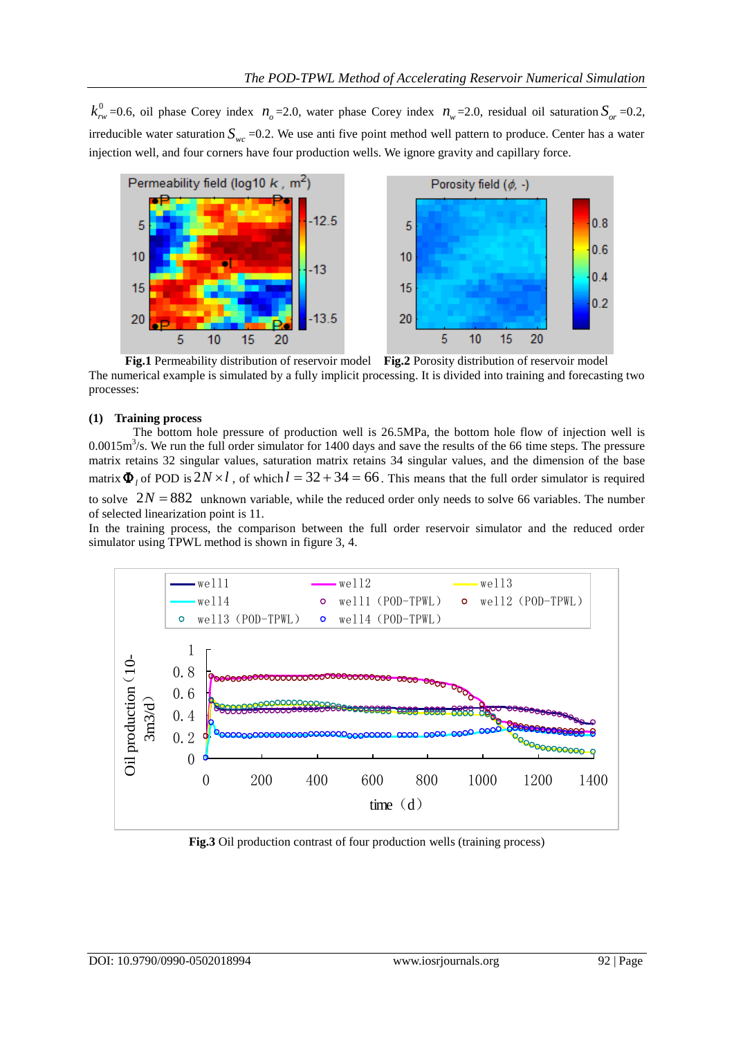$k_{rw}^0$ =0.6, oil phase Corey index $n_o$ =2.0, water phase Corey index $n_w$ =2.0, residual oil saturation $S_{or}$ =0.2, irreducible water saturation $S_{wc}$ =0.2. We use anti five point method well pattern to produce. Center has a water injection well, and four corners have four production wells. We ignore gravity and capillary force.

**Fig.1** Permeability distribution of reservoir model **Fig.2** Porosity distribution of reservoir model

The numerical example is simulated by a fully implicit processing. It is divided into training and forecasting two processes:

**(1) Training process**

The bottom hole pressure of production well is 26.5MPa, the bottom hole flow of injection well is 0.0015m$^3$/s. We run the full order simulator for 1400 days and save the results of the 66 time steps. The pressure matrix retains 32 singular values, saturation matrix retains 34 singular values, and the dimension of the base matrix $\Phi_l$ of POD is $2N \times l$, of which $l = 32 + 34 = 66$. This means that the full order simulator is required to solve $2N = 882$ unknown variable, while the reduced order only needs to solve 66 variables. The number of selected linearization point is 11.

In the training process, the comparison between the full order reservoir simulator and the reduced order simulator using TPWL method is shown in figure 3, 4.

**Fig.3** Oil production contrast of four production wells (training process)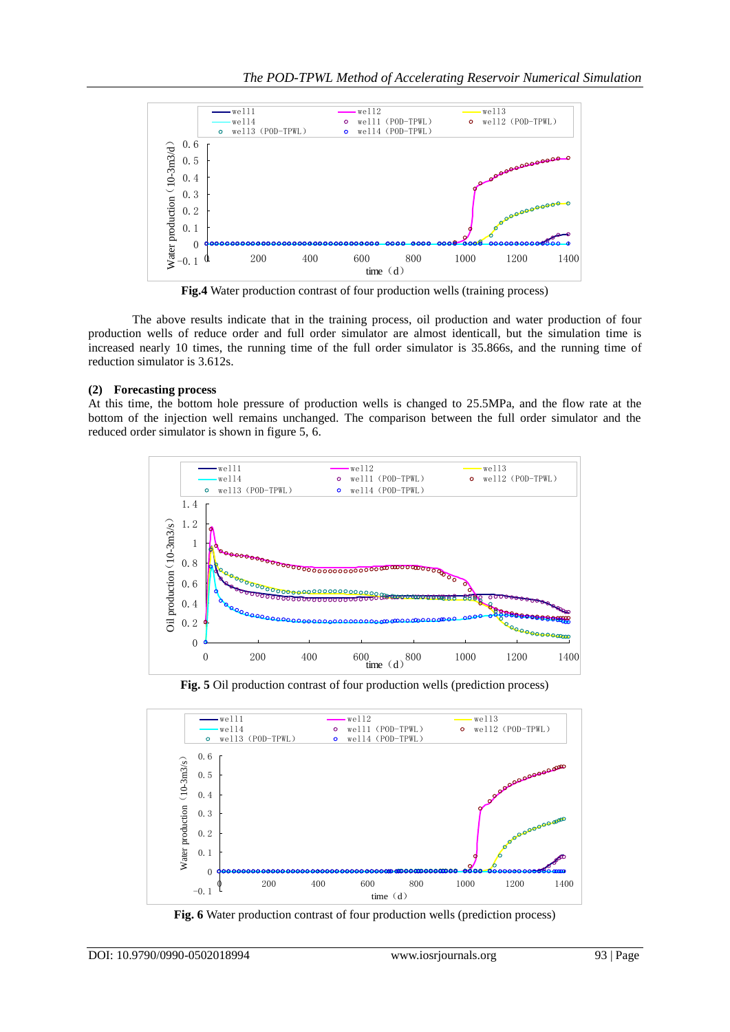**Fig.4** Water production contrast of four production wells (training process)

The above results indicate that in the training process, oil production and water production of four production wells of reduce order and full order simulator are almost identicall, but the simulation time is increased nearly 10 times, the running time of the full order simulator is 35.866s, and the running time of reduction simulator is 3.612s.

**(2) Forecasting process**

At this time, the bottom hole pressure of production wells is changed to 25.5MPa, and the flow rate at the bottom of the injection well remains unchanged. The comparison between the full order simulator and the reduced order simulator is shown in figure 5, 6.

**Fig. 5** Oil production contrast of four production wells (prediction process)

**Fig. 6** Water production contrast of four production wells (prediction process)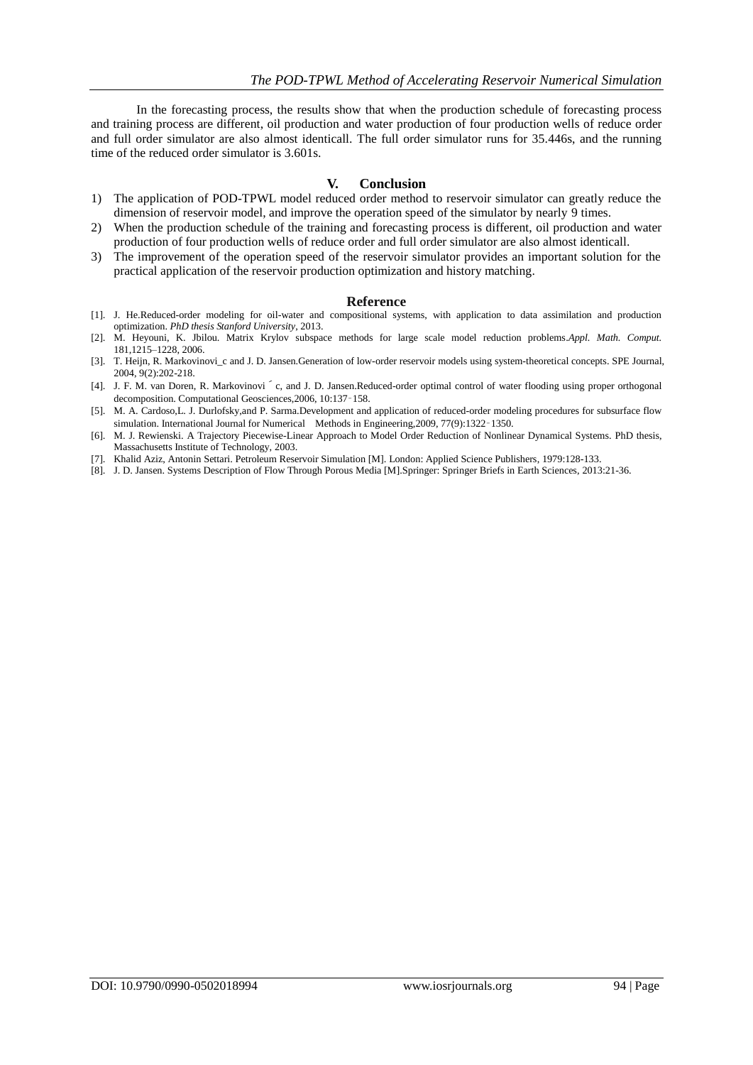In the forecasting process, the results show that when the production schedule of forecasting process and training process are different, oil production and water production of four production wells of reduce order and full order simulator are also almost identicall. The full order simulator runs for 35.446s, and the running time of the reduced order simulator is 3.601s.

## V. Conclusion

1) The application of POD-TPWL model reduced order method to reservoir simulator can greatly reduce the dimension of reservoir model, and improve the operation speed of the simulator by nearly 9 times.
2) When the production schedule of the training and forecasting process is different, oil production and water production of four production wells of reduce order and full order simulator are also almost identicall.
3) The improvement of the operation speed of the reservoir simulator provides an important solution for the practical application of the reservoir production optimization and history matching.

## Reference

[1]. J. He.Reduced-order modeling for oil-water and compositional systems, with application to data assimilation and production optimization. *PhD thesis Stanford University*, 2013.

[2]. M. Heyouni, K. Jbilou. Matrix Krylov subspace methods for large scale model reduction problems.*Appl. Math. Comput.* 181,1215–1228, 2006.

[3]. T. Heijn, R. Markovinovi_c and J. D. Jansen.Generation of low-order reservoir models using system-theoretical concepts. SPE Journal, 2004, 9(2):202-218.

[4]. J. F. M. van Doren, R. Markovinovi ́ c, and J. D. Jansen.Reduced-order optimal control of water flooding using proper orthogonal decomposition. Computational Geosciences,2006, 10:137–158.

[5]. M. A. Cardoso,L. J. Durlofsky,and P. Sarma.Development and application of reduced-order modeling procedures for subsurface flow simulation. International Journal for Numerical Methods in Engineering,2009, 77(9):1322–1350.

[6]. M. J. Rewienski. A Trajectory Piecewise-Linear Approach to Model Order Reduction of Nonlinear Dynamical Systems. PhD thesis, Massachusetts Institute of Technology, 2003.

[7]. Khalid Aziz, Antonin Settari. Petroleum Reservoir Simulation [M]. London: Applied Science Publishers, 1979:128-133.

[8]. J. D. Jansen. Systems Description of Flow Through Porous Media [M].Springer: Springer Briefs in Earth Sciences, 2013:21-36.